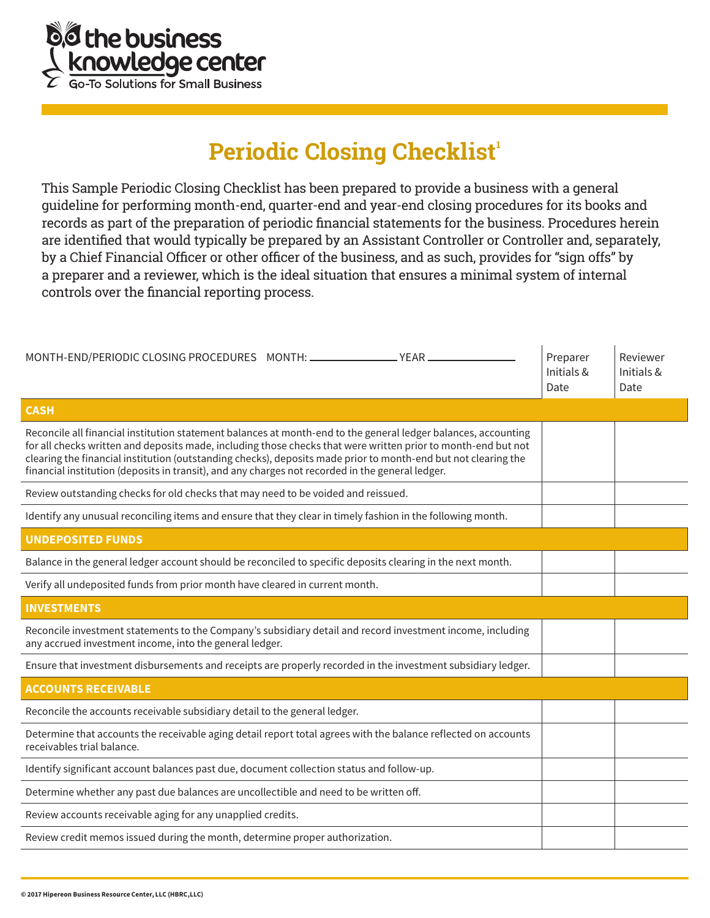the business knowledge center
Go-To Solutions for Small Business

# Periodic Closing Checklist[1]

This Sample Periodic Closing Checklist has been prepared to provide a business with a general guideline for performing month-end, quarter-end and year-end closing procedures for its books and records as part of the preparation of periodic financial statements for the business. Procedures herein are identified that would typically be prepared by an Assistant Controller or Controller and, separately, by a Chief Financial Officer or other officer of the business, and as such, provides for "sign offs" by a preparer and a reviewer, which is the ideal situation that ensures a minimal system of internal controls over the financial reporting process.

| MONTH-END/PERIODIC CLOSING PROCEDURES MONTH: ____________ YEAR ____________ | Preparer Initials & Date | Reviewer Initials & Date |
|---|---|---|
| **CASH** | | |
| Reconcile all financial institution statement balances at month-end to the general ledger balances, accounting for all checks written and deposits made, including those checks that were written prior to month-end but not clearing the financial institution (outstanding checks), deposits made prior to month-end but not clearing the financial institution (deposits in transit), and any charges not recorded in the general ledger. | | |
| Review outstanding checks for old checks that may need to be voided and reissued. | | |
| Identify any unusual reconciling items and ensure that they clear in timely fashion in the following month. | | |
| **UNDEPOSITED FUNDS** | | |
| Balance in the general ledger account should be reconciled to specific deposits clearing in the next month. | | |
| Verify all undeposited funds from prior month have cleared in current month. | | |
| **INVESTMENTS** | | |
| Reconcile investment statements to the Company's subsidiary detail and record investment income, including any accrued investment income, into the general ledger. | | |
| Ensure that investment disbursements and receipts are properly recorded in the investment subsidiary ledger. | | |
| **ACCOUNTS RECEIVABLE** | | |
| Reconcile the accounts receivable subsidiary detail to the general ledger. | | |
| Determine that accounts the receivable aging detail report total agrees with the balance reflected on accounts receivables trial balance. | | |
| Identify significant account balances past due, document collection status and follow-up. | | |
| Determine whether any past due balances are uncollectible and need to be written off. | | |
| Review accounts receivable aging for any unapplied credits. | | |
| Review credit memos issued during the month, determine proper authorization. | | |

© 2017 Hipereon Business Resource Center, LLC (HBRC,LLC)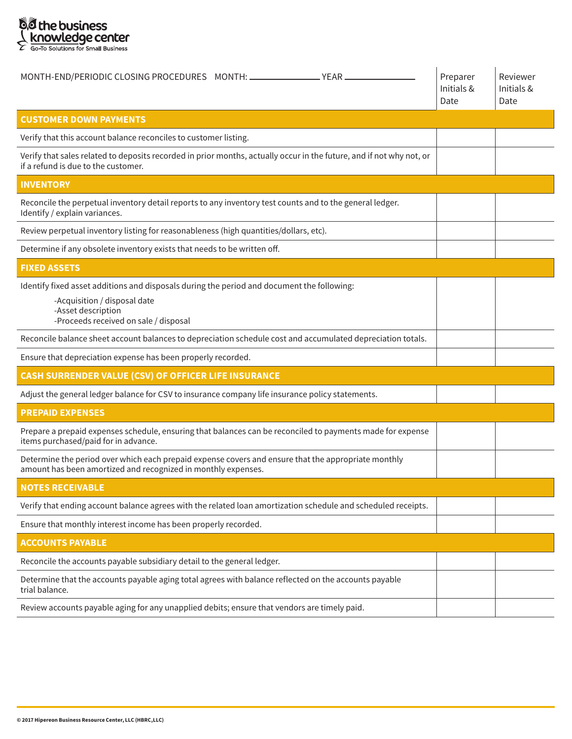| MONTH-END/PERIODIC CLOSING PROCEDURES MONTH: ____________ YEAR ____________ | Preparer Initials & Date | Reviewer Initials & Date |
|---|---|---|
| **CUSTOMER DOWN PAYMENTS** | | |
| Verify that this account balance reconciles to customer listing. | | |
| Verify that sales related to deposits recorded in prior months, actually occur in the future, and if not why not, or if a refund is due to the customer. | | |
| **INVENTORY** | | |
| Reconcile the perpetual inventory detail reports to any inventory test counts and to the general ledger. Identify / explain variances. | | |
| Review perpetual inventory listing for reasonableness (high quantities/dollars, etc). | | |
| Determine if any obsolete inventory exists that needs to be written off. | | |
| **FIXED ASSETS** | | |
| Identify fixed asset additions and disposals during the period and document the following:<br>-Acquisition / disposal date<br>-Asset description<br>-Proceeds received on sale / disposal | | |
| Reconcile balance sheet account balances to depreciation schedule cost and accumulated depreciation totals. | | |
| Ensure that depreciation expense has been properly recorded. | | |
| **CASH SURRENDER VALUE (CSV) OF OFFICER LIFE INSURANCE** | | |
| Adjust the general ledger balance for CSV to insurance company life insurance policy statements. | | |
| **PREPAID EXPENSES** | | |
| Prepare a prepaid expenses schedule, ensuring that balances can be reconciled to payments made for expense items purchased/paid for in advance. | | |
| Determine the period over which each prepaid expense covers and ensure that the appropriate monthly amount has been amortized and recognized in monthly expenses. | | |
| **NOTES RECEIVABLE** | | |
| Verify that ending account balance agrees with the related loan amortization schedule and scheduled receipts. | | |
| Ensure that monthly interest income has been properly recorded. | | |
| **ACCOUNTS PAYABLE** | | |
| Reconcile the accounts payable subsidiary detail to the general ledger. | | |
| Determine that the accounts payable aging total agrees with balance reflected on the accounts payable trial balance. | | |
| Review accounts payable aging for any unapplied debits; ensure that vendors are timely paid. | | |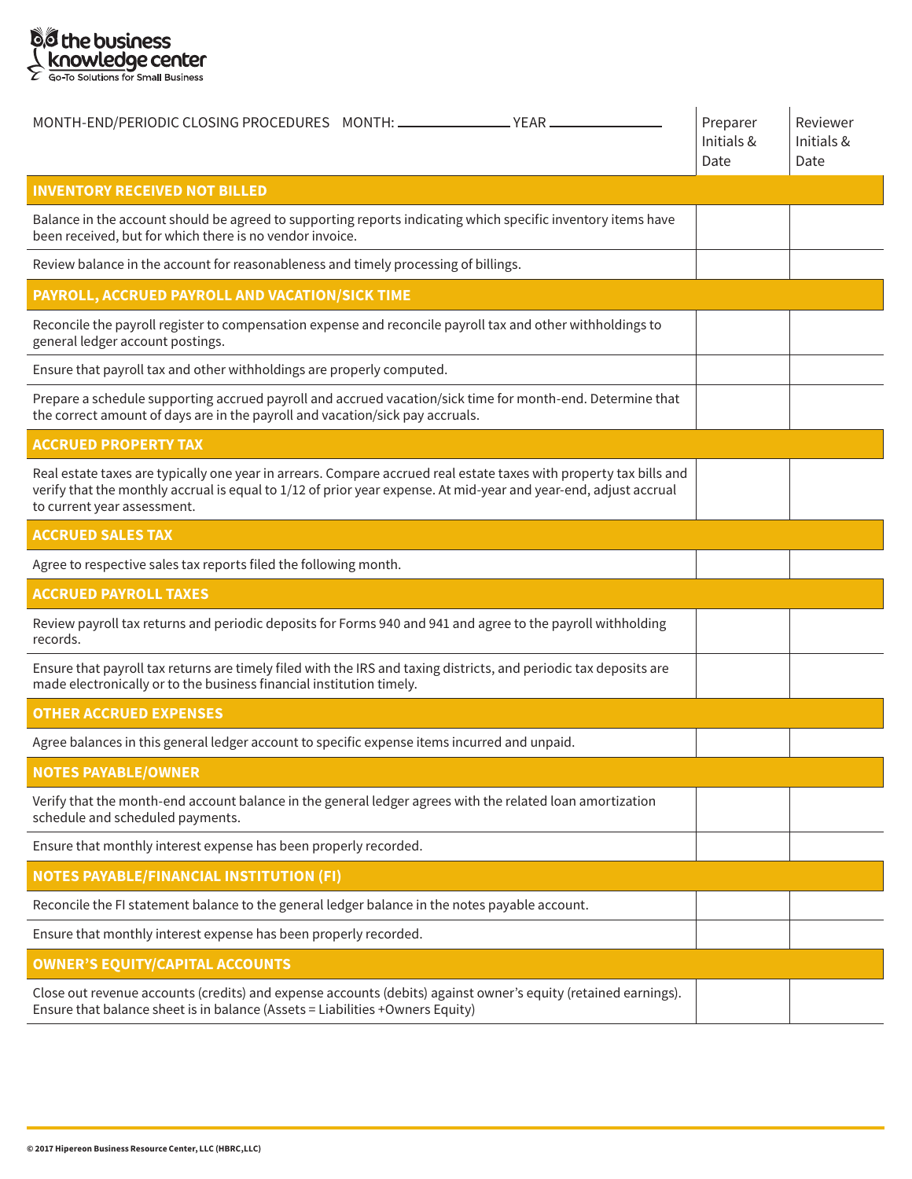| MONTH-END/PERIODIC CLOSING PROCEDURES MONTH: ______________ YEAR ______________ | Preparer Initials & Date | Reviewer Initials & Date |
|---|---|---|
| **INVENTORY RECEIVED NOT BILLED** | | |
| Balance in the account should be agreed to supporting reports indicating which specific inventory items have been received, but for which there is no vendor invoice. | | |
| Review balance in the account for reasonableness and timely processing of billings. | | |
| **PAYROLL, ACCRUED PAYROLL AND VACATION/SICK TIME** | | |
| Reconcile the payroll register to compensation expense and reconcile payroll tax and other withholdings to general ledger account postings. | | |
| Ensure that payroll tax and other withholdings are properly computed. | | |
| Prepare a schedule supporting accrued payroll and accrued vacation/sick time for month-end. Determine that the correct amount of days are in the payroll and vacation/sick pay accruals. | | |
| **ACCRUED PROPERTY TAX** | | |
| Real estate taxes are typically one year in arrears. Compare accrued real estate taxes with property tax bills and verify that the monthly accrual is equal to 1/12 of prior year expense. At mid-year and year-end, adjust accrual to current year assessment. | | |
| **ACCRUED SALES TAX** | | |
| Agree to respective sales tax reports filed the following month. | | |
| **ACCRUED PAYROLL TAXES** | | |
| Review payroll tax returns and periodic deposits for Forms 940 and 941 and agree to the payroll withholding records. | | |
| Ensure that payroll tax returns are timely filed with the IRS and taxing districts, and periodic tax deposits are made electronically or to the business financial institution timely. | | |
| **OTHER ACCRUED EXPENSES** | | |
| Agree balances in this general ledger account to specific expense items incurred and unpaid. | | |
| **NOTES PAYABLE/OWNER** | | |
| Verify that the month-end account balance in the general ledger agrees with the related loan amortization schedule and scheduled payments. | | |
| Ensure that monthly interest expense has been properly recorded. | | |
| **NOTES PAYABLE/FINANCIAL INSTITUTION (FI)** | | |
| Reconcile the FI statement balance to the general ledger balance in the notes payable account. | | |
| Ensure that monthly interest expense has been properly recorded. | | |
| **OWNER'S EQUITY/CAPITAL ACCOUNTS** | | |
| Close out revenue accounts (credits) and expense accounts (debits) against owner's equity (retained earnings). Ensure that balance sheet is in balance (Assets = Liabilities +Owners Equity) | | |

© 2017 Hipereon Business Resource Center, LLC (HBRC,LLC)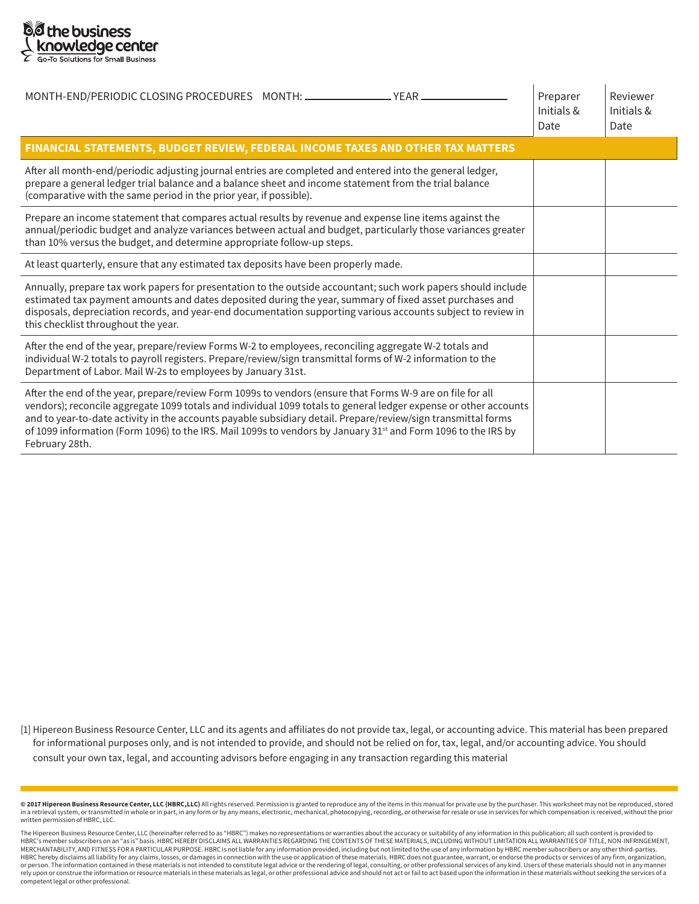the business knowledge center
Go-To Solutions for Small Business

| MONTH-END/PERIODIC CLOSING PROCEDURES MONTH: ______________ YEAR ______________ | Preparer Initials & Date | Reviewer Initials & Date |
|---|---|---|
| **FINANCIAL STATEMENTS, BUDGET REVIEW, FEDERAL INCOME TAXES AND OTHER TAX MATTERS** | | |
| After all month-end/periodic adjusting journal entries are completed and entered into the general ledger, prepare a general ledger trial balance and a balance sheet and income statement from the trial balance (comparative with the same period in the prior year, if possible). | | |
| Prepare an income statement that compares actual results by revenue and expense line items against the annual/periodic budget and analyze variances between actual and budget, particularly those variances greater than 10% versus the budget, and determine appropriate follow-up steps. | | |
| At least quarterly, ensure that any estimated tax deposits have been properly made. | | |
| Annually, prepare tax work papers for presentation to the outside accountant; such work papers should include estimated tax payment amounts and dates deposited during the year, summary of fixed asset purchases and disposals, depreciation records, and year-end documentation supporting various accounts subject to review in this checklist throughout the year. | | |
| After the end of the year, prepare/review Forms W-2 to employees, reconciling aggregate W-2 totals and individual W-2 totals to payroll registers. Prepare/review/sign transmittal forms of W-2 information to the Department of Labor. Mail W-2s to employees by January 31st. | | |
| After the end of the year, prepare/review Form 1099s to vendors (ensure that Forms W-9 are on file for all vendors); reconcile aggregate 1099 totals and individual 1099 totals to general ledger expense or other accounts and to year-to-date activity in the accounts payable subsidiary detail. Prepare/review/sign transmittal forms of 1099 information (Form 1096) to the IRS. Mail 1099s to vendors by January 31st and Form 1096 to the IRS by February 28th. | | |

[1] Hipereon Business Resource Center, LLC and its agents and affiliates do not provide tax, legal, or accounting advice. This material has been prepared for informational purposes only, and is not intended to provide, and should not be relied on for, tax, legal, and/or accounting advice. You should consult your own tax, legal, and accounting advisors before engaging in any transaction regarding this material

**© 2017 Hipereon Business Resource Center, LLC (HBRC,LLC)** All rights reserved. Permission is granted to reproduce any of the items in this manual for private use by the purchaser. This worksheet may not be reproduced, stored in a retrieval system, or transmitted in whole or in part, in any form or by any means, electronic, mechanical, photocopying, recording, or otherwise for resale or use in services for which compensation is received, without the prior written permission of HBRC, LLC.

The Hipereon Business Resource Center, LLC (hereinafter referred to as "HBRC") makes no representations or warranties about the accuracy or suitability of any information in this publication; all such content is provided to HBRC's member subscribers on an "as is" basis. HBRC HEREBY DISCLAIMS ALL WARRANTIES REGARDING THE CONTENTS OF THESE MATERIALS, INCLUDING WITHOUT LIMITATION ALL WARRANTIES OF TITLE, NON-INFRINGEMENT, MERCHANTABILITY, AND FITNESS FOR A PARTICULAR PURPOSE. HBRC is not liable for any information provided, including but not limited to the use of any information by HBRC member subscribers or any other third-parties. HBRC hereby disclaims all liability for any claims, losses, or damages in connection with the use or application of these materials. HBRC does not guarantee, warrant, or endorse the products or services of any firm, organization, or person. The information contained in these materials is not intended to constitute legal advice or the rendering of legal, consulting, or other professional services of any kind. Users of these materials should not in any manner rely upon or construe the information or resource materials in these materials as legal, or other professional advice and should not act or fail to act based upon the information in these materials without seeking the services of a competent legal or other professional.